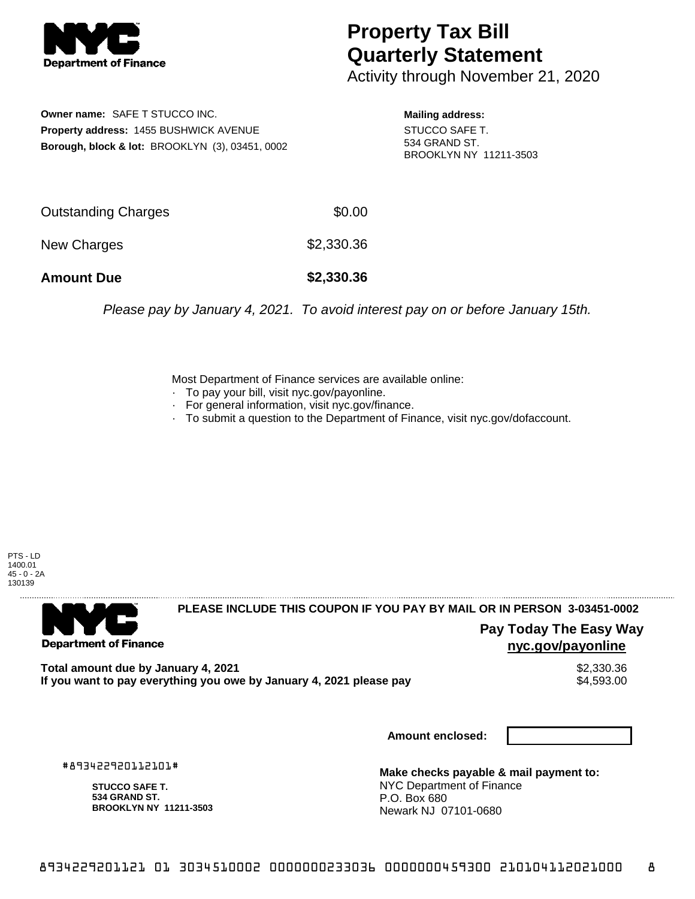# Property Tax Bill Quarterly Statement

Activity through November 21, 2020

**Owner name:** SAFE T STUCCO INC.
**Property address:** 1455 BUSHWICK AVENUE
**Borough, block & lot:** BROOKLYN (3), 03451, 0002

**Mailing address:**
STUCCO SAFE T.
534 GRAND ST.
BROOKLYN NY 11211-3503

| | |
|---|---|
| Outstanding Charges | $0.00 |
| New Charges | $2,330.36 |
| **Amount Due** | **$2,330.36** |

*Please pay by January 4, 2021. To avoid interest pay on or before January 15th.*

Most Department of Finance services are available online:

- To pay your bill, visit nyc.gov/payonline.
- For general information, visit nyc.gov/finance.
- To submit a question to the Department of Finance, visit nyc.gov/dofaccount.

PTS - LD
1400.01
45 - 0 - 2A
130139

**PLEASE INCLUDE THIS COUPON IF YOU PAY BY MAIL OR IN PERSON 3-03451-0002**

**Pay Today The Easy Way**
**nyc.gov/payonline**

| | |
|---|---|
| **Total amount due by January 4, 2021** | $2,330.36 |
| **If you want to pay everything you owe by January 4, 2021 please pay** | $4,593.00 |

**Amount enclosed:**

#893422920112101#

**STUCCO SAFE T.**
**534 GRAND ST.**
**BROOKLYN NY 11211-3503**

**Make checks payable & mail payment to:**
NYC Department of Finance
P.O. Box 680
Newark NJ 07101-0680

8934229201121 01 3034510002 0000000233036 0000000459300 210104112021000 8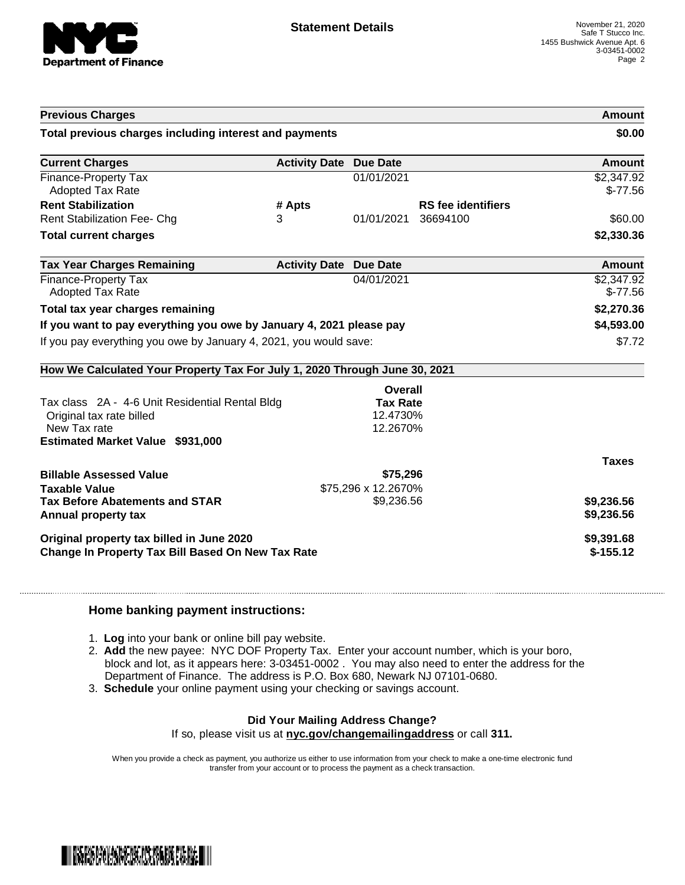**Department of Finance**

## Statement Details

November 21, 2020
Safe T Stucco Inc.
1455 Bushwick Avenue Apt. 6
3-03451-0002

| Previous Charges | Amount |
|---|---|
| **Total previous charges including interest and payments** | **$0.00** |

| Current Charges | Activity Date | Due Date | | Amount |
|---|---|---|---|---|
| Finance-Property Tax | | 01/01/2021 | | $2,347.92 |
| Adopted Tax Rate | | | | $-77.56 |
| **Rent Stabilization** | **# Apts** | | **RS fee identifiers** | |
| Rent Stabilization Fee- Chg | 3 | 01/01/2021 | 36694100 | $60.00 |
| **Total current charges** | | | | **$2,330.36** |

| Tax Year Charges Remaining | Activity Date | Due Date | Amount |
|---|---|---|---|
| Finance-Property Tax | | 04/01/2021 | $2,347.92 |
| Adopted Tax Rate | | | $-77.56 |
| **Total tax year charges remaining** | | | **$2,270.36** |
| **If you want to pay everything you owe by January 4, 2021 please pay** | | | **$4,593.00** |
| If you pay everything you owe by January 4, 2021, you would save: | | | $7.72 |

### How We Calculated Your Property Tax For July 1, 2020 Through June 30, 2021

| | Overall Tax Rate | |
|---|---|---|
| Tax class 2A - 4-6 Unit Residential Rental Bldg | | |
| Original tax rate billed | 12.4730% | |
| New Tax rate | 12.2670% | |
| **Estimated Market Value $931,000** | | |
| | | **Taxes** |
| **Billable Assessed Value** | **$75,296** | |
| **Taxable Value** | $75,296 x 12.2670% | |
| **Tax Before Abatements and STAR** | $9,236.56 | **$9,236.56** |
| **Annual property tax** | | **$9,236.56** |
| **Original property tax billed in June 2020** | | **$9,391.68** |
| **Change In Property Tax Bill Based On New Tax Rate** | | **$-155.12** |

### Home banking payment instructions:

1. **Log** into your bank or online bill pay website.
2. **Add** the new payee: NYC DOF Property Tax. Enter your account number, which is your boro, block and lot, as it appears here: 3-03451-0002 . You may also need to enter the address for the Department of Finance. The address is P.O. Box 680, Newark NJ 07101-0680.
3. **Schedule** your online payment using your checking or savings account.

**Did Your Mailing Address Change?**

If so, please visit us at **nyc.gov/changemailingaddress** or call **311.**

When you provide a check as payment, you authorize us either to use information from your check to make a one-time electronic fund transfer from your account or to process the payment as a check transaction.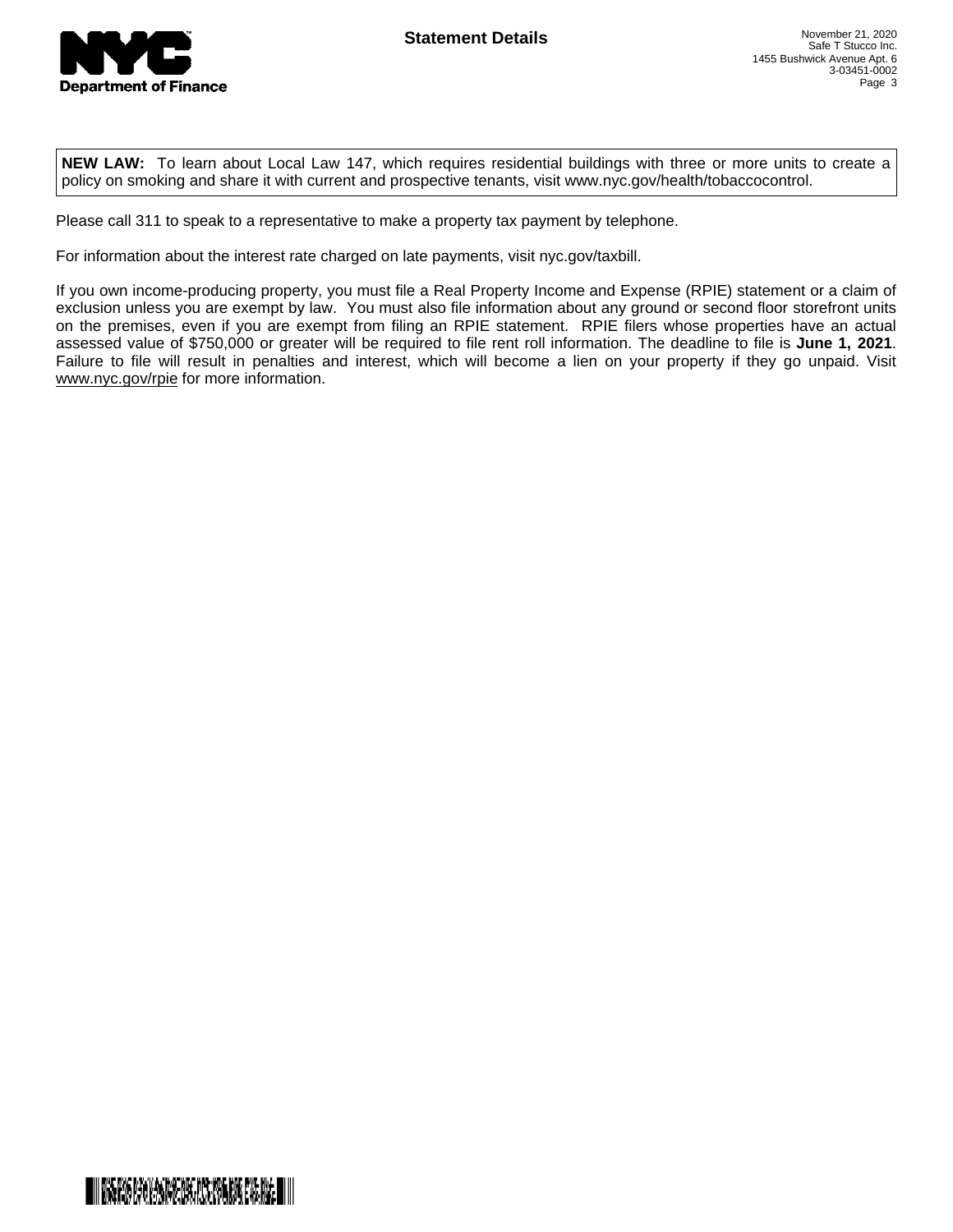**NEW LAW:** To learn about Local Law 147, which requires residential buildings with three or more units to create a policy on smoking and share it with current and prospective tenants, visit www.nyc.gov/health/tobaccocontrol.

Please call 311 to speak to a representative to make a property tax payment by telephone.

For information about the interest rate charged on late payments, visit nyc.gov/taxbill.

If you own income-producing property, you must file a Real Property Income and Expense (RPIE) statement or a claim of exclusion unless you are exempt by law. You must also file information about any ground or second floor storefront units on the premises, even if you are exempt from filing an RPIE statement. RPIE filers whose properties have an actual assessed value of $750,000 or greater will be required to file rent roll information. The deadline to file is **June 1, 2021**. Failure to file will result in penalties and interest, which will become a lien on your property if they go unpaid. Visit www.nyc.gov/rpie for more information.